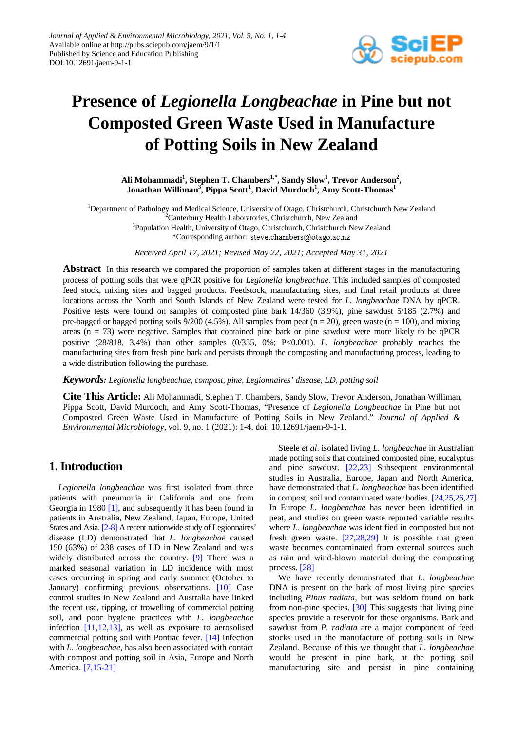# Presence of *Legionella Longbeachae* in Pine but not Composted Green Waste Used in Manufacture of Potting Soils in New Zealand

**Ali Mohammadi[1], Stephen T. Chambers[1,*], Sandy Slow[1], Trevor Anderson[2], Jonathan Williman[3], Pippa Scott[1], David Murdoch[1], Amy Scott-Thomas[1]**

[1]Department of Pathology and Medical Science, University of Otago, Christchurch, Christchurch New Zealand
[2]Canterbury Health Laboratories, Christchurch, New Zealand
[3]Population Health, University of Otago, Christchurch, Christchurch New Zealand
*Corresponding author: steve.chambers@otago.ac.nz

*Received April 17, 2021; Revised May 22, 2021; Accepted May 31, 2021*

**Abstract** In this research we compared the proportion of samples taken at different stages in the manufacturing process of potting soils that were qPCR positive for *Legionella longbeachae*. This included samples of composted feed stock, mixing sites and bagged products. Feedstock, manufacturing sites, and final retail products at three locations across the North and South Islands of New Zealand were tested for *L. longbeachae* DNA by qPCR. Positive tests were found on samples of composted pine bark 14/360 (3.9%), pine sawdust 5/185 (2.7%) and pre-bagged or bagged potting soils 9/200 (4.5%). All samples from peat (n = 20), green waste (n = 100), and mixing areas (n = 73) were negative. Samples that contained pine bark or pine sawdust were more likely to be qPCR positive (28/818, 3.4%) than other samples (0/355, 0%; P<0.001). *L. longbeachae* probably reaches the manufacturing sites from fresh pine bark and persists through the composting and manufacturing process, leading to a wide distribution following the purchase.

***Keywords:*** *Legionella longbeachae, compost, pine, Legionnaires' disease, LD, potting soil*

**Cite This Article:** Ali Mohammadi, Stephen T. Chambers, Sandy Slow, Trevor Anderson, Jonathan Williman, Pippa Scott, David Murdoch, and Amy Scott-Thomas, "Presence of *Legionella Longbeachae* in Pine but not Composted Green Waste Used in Manufacture of Potting Soils in New Zealand." *Journal of Applied & Environmental Microbiology*, vol. 9, no. 1 (2021): 1-4. doi: 10.12691/jaem-9-1-1.

## 1. Introduction

*Legionella longbeachae* was first isolated from three patients with pneumonia in California and one from Georgia in 1980 [1], and subsequently it has been found in patients in Australia, New Zealand, Japan, Europe, United States and Asia. [2-8] A recent nationwide study of Legionnaires' disease (LD) demonstrated that *L. longbeachae* caused 150 (63%) of 238 cases of LD in New Zealand and was widely distributed across the country. [9] There was a marked seasonal variation in LD incidence with most cases occurring in spring and early summer (October to January) confirming previous observations. [10] Case control studies in New Zealand and Australia have linked the recent use, tipping, or trowelling of commercial potting soil, and poor hygiene practices with *L. longbeachae* infection [11,12,13], as well as exposure to aerosolised commercial potting soil with Pontiac fever. [14] Infection with *L. longbeachae*, has also been associated with contact with compost and potting soil in Asia, Europe and North America. [7,15-21]

Steele *et al*. isolated living *L. longbeachae* in Australian made potting soils that contained composted pine, eucalyptus and pine sawdust. [22,23] Subsequent environmental studies in Australia, Europe, Japan and North America, have demonstrated that *L. longbeachae* has been identified in compost, soil and contaminated water bodies. [24,25,26,27] In Europe *L. longbeachae* has never been identified in peat, and studies on green waste reported variable results where *L. longbeachae* was identified in composted but not fresh green waste. [27,28,29] It is possible that green waste becomes contaminated from external sources such as rain and wind-blown material during the composting process. [28]

We have recently demonstrated that *L. longbeachae* DNA is present on the bark of most living pine species including *Pinus radiata*, but was seldom found on bark from non-pine species. [30] This suggests that living pine species provide a reservoir for these organisms. Bark and sawdust from *P. radiata* are a major component of feed stocks used in the manufacture of potting soils in New Zealand. Because of this we thought that *L. longbeachae* would be present in pine bark, at the potting soil manufacturing site and persist in pine containing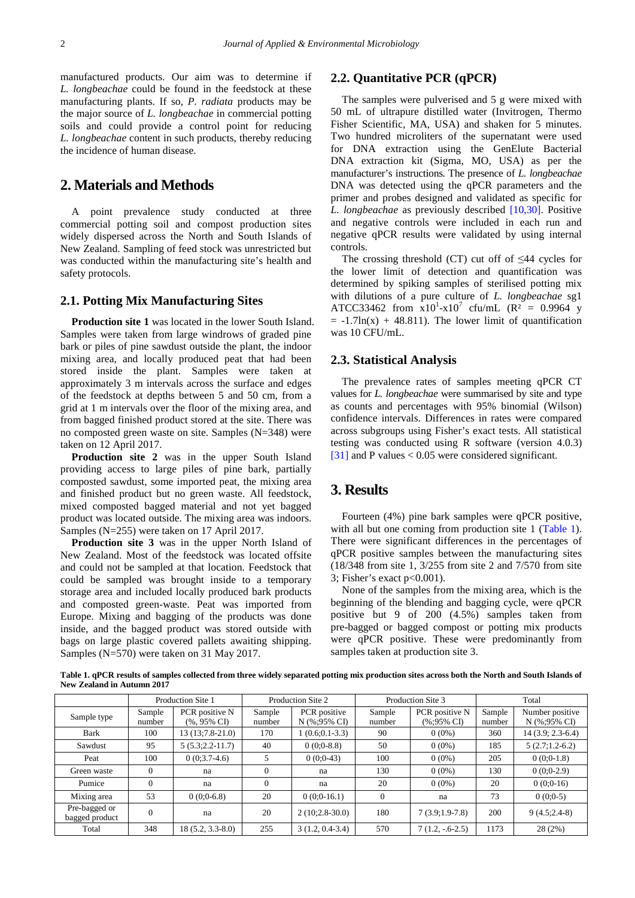manufactured products. Our aim was to determine if *L. longbeachae* could be found in the feedstock at these manufacturing plants. If so, *P. radiata* products may be the major source of *L. longbeachae* in commercial potting soils and could provide a control point for reducing *L. longbeachae* content in such products, thereby reducing the incidence of human disease.

## 2. Materials and Methods

A point prevalence study conducted at three commercial potting soil and compost production sites widely dispersed across the North and South Islands of New Zealand. Sampling of feed stock was unrestricted but was conducted within the manufacturing site's health and safety protocols.

### 2.1. Potting Mix Manufacturing Sites

**Production site 1** was located in the lower South Island. Samples were taken from large windrows of graded pine bark or piles of pine sawdust outside the plant, the indoor mixing area, and locally produced peat that had been stored inside the plant. Samples were taken at approximately 3 m intervals across the surface and edges of the feedstock at depths between 5 and 50 cm, from a grid at 1 m intervals over the floor of the mixing area, and from bagged finished product stored at the site. There was no composted green waste on site. Samples (N=348) were taken on 12 April 2017.

**Production site 2** was in the upper South Island providing access to large piles of pine bark, partially composted sawdust, some imported peat, the mixing area and finished product but no green waste. All feedstock, mixed composted bagged material and not yet bagged product was located outside. The mixing area was indoors. Samples (N=255) were taken on 17 April 2017.

**Production site 3** was in the upper North Island of New Zealand. Most of the feedstock was located offsite and could not be sampled at that location. Feedstock that could be sampled was brought inside to a temporary storage area and included locally produced bark products and composted green-waste. Peat was imported from Europe. Mixing and bagging of the products was done inside, and the bagged product was stored outside with bags on large plastic covered pallets awaiting shipping. Samples (N=570) were taken on 31 May 2017.

### 2.2. Quantitative PCR (qPCR)

The samples were pulverised and 5 g were mixed with 50 mL of ultrapure distilled water (Invitrogen, Thermo Fisher Scientific, MA, USA) and shaken for 5 minutes. Two hundred microliters of the supernatant were used for DNA extraction using the GenElute Bacterial DNA extraction kit (Sigma, MO, USA) as per the manufacturer's instructions. The presence of *L. longbeachae* DNA was detected using the qPCR parameters and the primer and probes designed and validated as specific for *L. longbeachae* as previously described [10,30]. Positive and negative controls were included in each run and negative qPCR results were validated by using internal controls.

The crossing threshold (CT) cut off of ≤44 cycles for the lower limit of detection and quantification was determined by spiking samples of sterilised potting mix with dilutions of a pure culture of *L. longbeachae* sg1 ATCC33462 from $x10^1$-$x10^7$ cfu/mL ($R^2$ = 0.9964 y = -1.7ln(x) + 48.811). The lower limit of quantification was 10 CFU/mL.

### 2.3. Statistical Analysis

The prevalence rates of samples meeting qPCR CT values for *L. longbeachae* were summarised by site and type as counts and percentages with 95% binomial (Wilson) confidence intervals. Differences in rates were compared across subgroups using Fisher's exact tests. All statistical testing was conducted using R software (version 4.0.3) [31] and P values < 0.05 were considered significant.

## 3. Results

Fourteen (4%) pine bark samples were qPCR positive, with all but one coming from production site 1 (Table 1). There were significant differences in the percentages of qPCR positive samples between the manufacturing sites (18/348 from site 1, 3/255 from site 2 and 7/570 from site 3; Fisher's exact p<0.001).

None of the samples from the mixing area, which is the beginning of the blending and bagging cycle, were qPCR positive but 9 of 200 (4.5%) samples taken from pre-bagged or bagged compost or potting mix products were qPCR positive. These were predominantly from samples taken at production site 3.

**Table 1. qPCR results of samples collected from three widely separated potting mix production sites across both the North and South Islands of New Zealand in Autumn 2017**

| | Production Site 1 | | Production Site 2 | | Production Site 3 | | Total | |
|---|---|---|---|---|---|---|---|---|
| Sample type | Sample number | PCR positive N (%, 95% CI) | Sample number | PCR positive N (%;95% CI) | Sample number | PCR positive N (%;95% CI) | Sample number | Number positive N (%;95% CI) |
| Bark | 100 | 13 (13;7.8-21.0) | 170 | 1 (0.6;0.1-3.3) | 90 | 0 (0%) | 360 | 14 (3.9; 2.3-6.4) |
| Sawdust | 95 | 5 (5.3;2.2-11.7) | 40 | 0 (0;0-8.8) | 50 | 0 (0%) | 185 | 5 (2.7;1.2-6.2) |
| Peat | 100 | 0 (0;3.7-4.6) | 5 | 0 (0;0-43) | 100 | 0 (0%) | 205 | 0 (0;0-1.8) |
| Green waste | 0 | na | 0 | na | 130 | 0 (0%) | 130 | 0 (0;0-2.9) |
| Pumice | 0 | na | 0 | na | 20 | 0 (0%) | 20 | 0 (0;0-16) |
| Mixing area | 53 | 0 (0;0-6.8) | 20 | 0 (0;0-16.1) | 0 | na | 73 | 0 (0;0-5) |
| Pre-bagged or bagged product | 0 | na | 20 | 2 (10;2.8-30.0) | 180 | 7 (3.9;1.9-7.8) | 200 | 9 (4.5;2.4-8) |
| Total | 348 | 18 (5.2, 3.3-8.0) | 255 | 3 (1.2, 0.4-3.4) | 570 | 7 (1.2, -.6-2.5) | 1173 | 28 (2%) |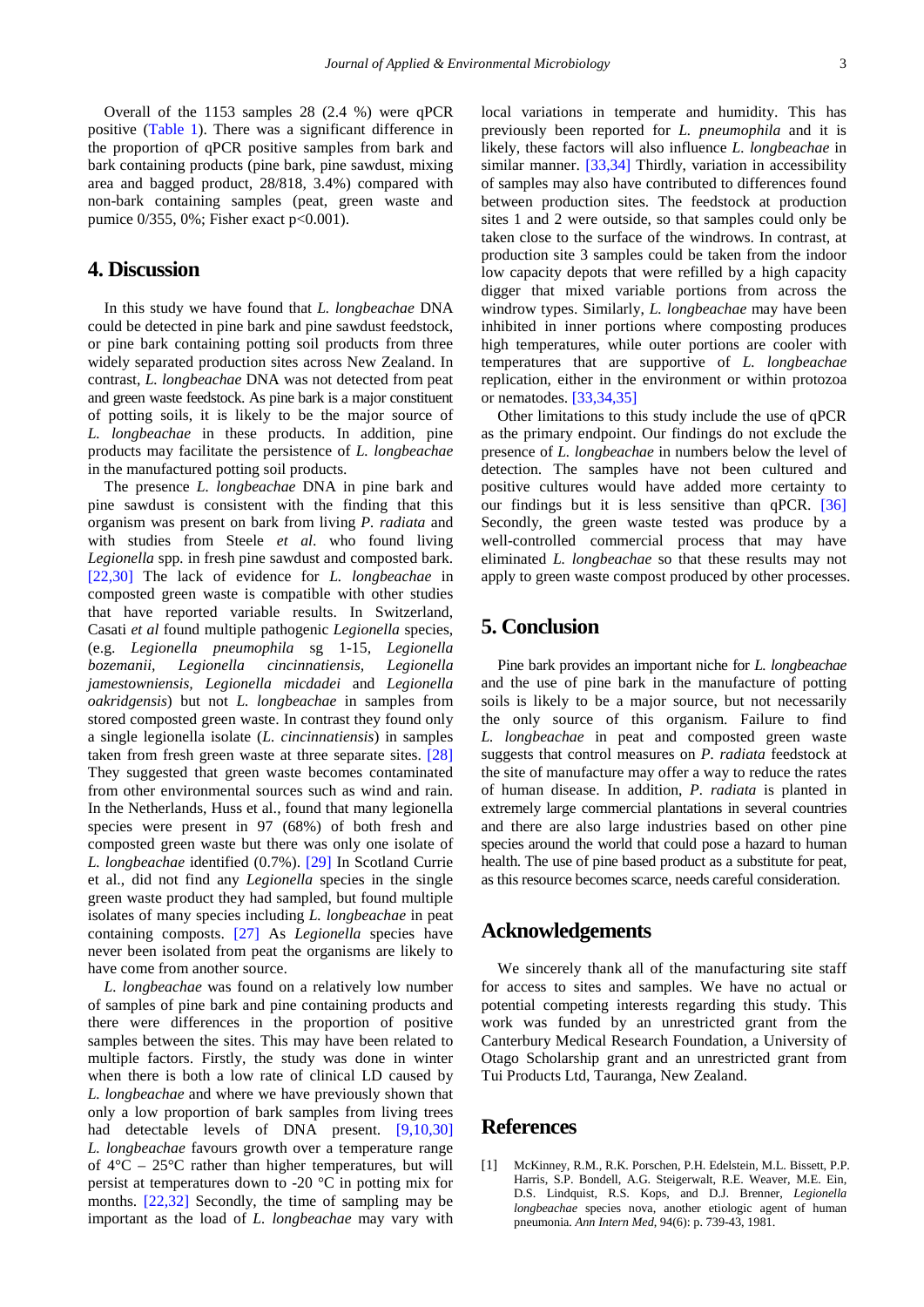Overall of the 1153 samples 28 (2.4 %) were qPCR positive (Table 1). There was a significant difference in the proportion of qPCR positive samples from bark and bark containing products (pine bark, pine sawdust, mixing area and bagged product, 28/818, 3.4%) compared with non-bark containing samples (peat, green waste and pumice 0/355, 0%; Fisher exact $p<0.001$).

## 4. Discussion

In this study we have found that *L. longbeachae* DNA could be detected in pine bark and pine sawdust feedstock, or pine bark containing potting soil products from three widely separated production sites across New Zealand. In contrast, *L. longbeachae* DNA was not detected from peat and green waste feedstock. As pine bark is a major constituent of potting soils, it is likely to be the major source of *L. longbeachae* in these products. In addition, pine products may facilitate the persistence of *L. longbeachae* in the manufactured potting soil products.

The presence *L. longbeachae* DNA in pine bark and pine sawdust is consistent with the finding that this organism was present on bark from living *P. radiata* and with studies from Steele *et al*. who found living *Legionella* spp. in fresh pine sawdust and composted bark. [22,30] The lack of evidence for *L. longbeachae* in composted green waste is compatible with other studies that have reported variable results. In Switzerland, Casati *et al* found multiple pathogenic *Legionella* species, (e.g. *Legionella pneumophila* sg 1-15, *Legionella bozemanii, Legionella cincinnatiensis, Legionella jamestowniensis, Legionella micdadei* and *Legionella oakridgensis*) but not *L. longbeachae* in samples from stored composted green waste. In contrast they found only a single legionella isolate (*L. cincinnatiensis*) in samples taken from fresh green waste at three separate sites. [28] They suggested that green waste becomes contaminated from other environmental sources such as wind and rain. In the Netherlands, Huss et al., found that many legionella species were present in 97 (68%) of both fresh and composted green waste but there was only one isolate of *L. longbeachae* identified (0.7%). [29] In Scotland Currie et al., did not find any *Legionella* species in the single green waste product they had sampled, but found multiple isolates of many species including *L. longbeachae* in peat containing composts. [27] As *Legionella* species have never been isolated from peat the organisms are likely to have come from another source.

*L. longbeachae* was found on a relatively low number of samples of pine bark and pine containing products and there were differences in the proportion of positive samples between the sites. This may have been related to multiple factors. Firstly, the study was done in winter when there is both a low rate of clinical LD caused by *L. longbeachae* and where we have previously shown that only a low proportion of bark samples from living trees had detectable levels of DNA present. [9,10,30] *L. longbeachae* favours growth over a temperature range of 4°C – 25°C rather than higher temperatures, but will persist at temperatures down to -20 °C in potting mix for months. [22,32] Secondly, the time of sampling may be important as the load of *L. longbeachae* may vary with local variations in temperate and humidity. This has previously been reported for *L. pneumophila* and it is likely, these factors will also influence *L. longbeachae* in similar manner. [33,34] Thirdly, variation in accessibility of samples may also have contributed to differences found between production sites. The feedstock at production sites 1 and 2 were outside, so that samples could only be taken close to the surface of the windrows. In contrast, at production site 3 samples could be taken from the indoor low capacity depots that were refilled by a high capacity digger that mixed variable portions from across the windrow types. Similarly, *L. longbeachae* may have been inhibited in inner portions where composting produces high temperatures, while outer portions are cooler with temperatures that are supportive of *L. longbeachae* replication, either in the environment or within protozoa or nematodes. [33,34,35]

Other limitations to this study include the use of qPCR as the primary endpoint. Our findings do not exclude the presence of *L. longbeachae* in numbers below the level of detection. The samples have not been cultured and positive cultures would have added more certainty to our findings but it is less sensitive than qPCR. [36] Secondly, the green waste tested was produce by a well-controlled commercial process that may have eliminated *L. longbeachae* so that these results may not apply to green waste compost produced by other processes.

## 5. Conclusion

Pine bark provides an important niche for *L. longbeachae* and the use of pine bark in the manufacture of potting soils is likely to be a major source, but not necessarily the only source of this organism. Failure to find *L. longbeachae* in peat and composted green waste suggests that control measures on *P. radiata* feedstock at the site of manufacture may offer a way to reduce the rates of human disease. In addition, *P. radiata* is planted in extremely large commercial plantations in several countries and there are also large industries based on other pine species around the world that could pose a hazard to human health. The use of pine based product as a substitute for peat, as this resource becomes scarce, needs careful consideration.

## Acknowledgements

We sincerely thank all of the manufacturing site staff for access to sites and samples. We have no actual or potential competing interests regarding this study. This work was funded by an unrestricted grant from the Canterbury Medical Research Foundation, a University of Otago Scholarship grant and an unrestricted grant from Tui Products Ltd, Tauranga, New Zealand.

## References

[1] McKinney, R.M., R.K. Porschen, P.H. Edelstein, M.L. Bissett, P.P. Harris, S.P. Bondell, A.G. Steigerwalt, R.E. Weaver, M.E. Ein, D.S. Lindquist, R.S. Kops, and D.J. Brenner, *Legionella longbeachae* species nova, another etiologic agent of human pneumonia. *Ann Intern Med*, 94(6): p. 739-43, 1981.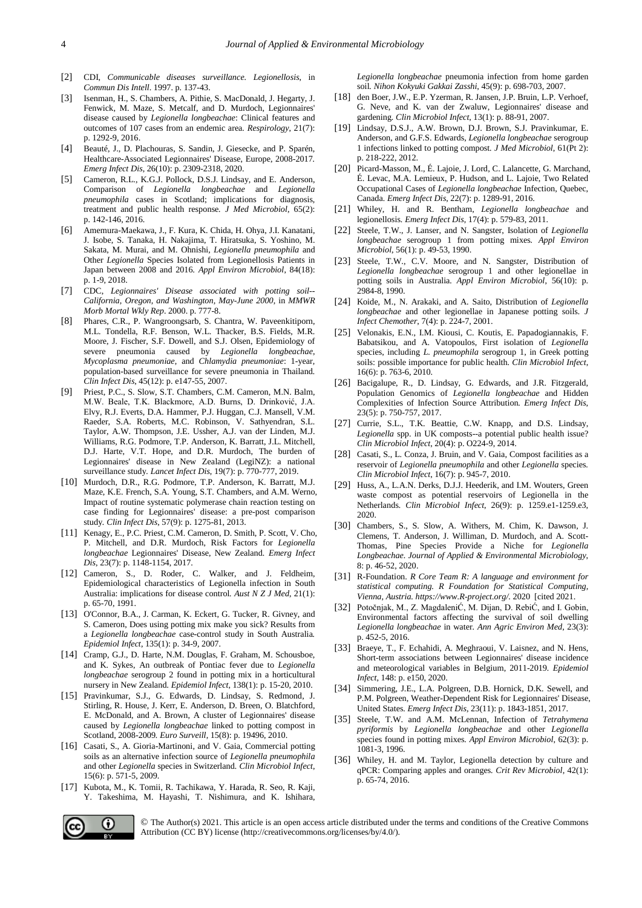[2] CDI, *Communicable diseases surveillance. Legionellosis*, in *Commun Dis Intell*. 1997. p. 137-43.

[3] Isenman, H., S. Chambers, A. Pithie, S. MacDonald, J. Hegarty, J. Fenwick, M. Maze, S. Metcalf, and D. Murdoch, Legionnaires' disease caused by *Legionella longbeachae*: Clinical features and outcomes of 107 cases from an endemic area. *Respirology*, 21(7): p. 1292-9, 2016.

[4] Beauté, J., D. Plachouras, S. Sandin, J. Giesecke, and P. Sparén, Healthcare-Associated Legionnaires' Disease, Europe, 2008-2017. *Emerg Infect Dis*, 26(10): p. 2309-2318, 2020.

[5] Cameron, R.L., K.G.J. Pollock, D.S.J. Lindsay, and E. Anderson, Comparison of *Legionella longbeachae* and *Legionella pneumophila* cases in Scotland; implications for diagnosis, treatment and public health response. *J Med Microbiol*, 65(2): p. 142-146, 2016.

[6] Amemura-Maekawa, J., F. Kura, K. Chida, H. Ohya, J.I. Kanatani, J. Isobe, S. Tanaka, H. Nakajima, T. Hiratsuka, S. Yoshino, M. Sakata, M. Murai, and M. Ohnishi, *Legionella pneumophila* and Other *Legionella* Species Isolated from Legionellosis Patients in Japan between 2008 and 2016. *Appl Environ Microbiol*, 84(18): p. 1-9, 2018.

[7] CDC, *Legionnaires' Disease associated with potting soil--California, Oregon, and Washington, May-June 2000*, in *MMWR Morb Mortal Wkly Rep*. 2000. p. 777-8.

[8] Phares, C.R., P. Wangroongsarb, S. Chantra, W. Paveenkitiporn, M.L. Tondella, R.F. Benson, W.L. Thacker, B.S. Fields, M.R. Moore, J. Fischer, S.F. Dowell, and S.J. Olsen, Epidemiology of severe pneumonia caused by *Legionella longbeachae*, *Mycoplasma pneumoniae*, and *Chlamydia pneumoniae*: 1-year, population-based surveillance for severe pneumonia in Thailand. *Clin Infect Dis*, 45(12): p. e147-55, 2007.

[9] Priest, P.C., S. Slow, S.T. Chambers, C.M. Cameron, M.N. Balm, M.W. Beale, T.K. Blackmore, A.D. Burns, D. Drinković, J.A. Elvy, R.J. Everts, D.A. Hammer, P.J. Huggan, C.J. Mansell, V.M. Raeder, S.A. Roberts, M.C. Robinson, V. Sathyendran, S.L. Taylor, A.W. Thompson, J.E. Ussher, A.J. van der Linden, M.J. Williams, R.G. Podmore, T.P. Anderson, K. Barratt, J.L. Mitchell, D.J. Harte, V.T. Hope, and D.R. Murdoch, The burden of Legionnaires' disease in New Zealand (LegiNZ): a national surveillance study. *Lancet Infect Dis*, 19(7): p. 770-777, 2019.

[10] Murdoch, D.R., R.G. Podmore, T.P. Anderson, K. Barratt, M.J. Maze, K.E. French, S.A. Young, S.T. Chambers, and A.M. Werno, Impact of routine systematic polymerase chain reaction testing on case finding for Legionnaires' disease: a pre-post comparison study. *Clin Infect Dis*, 57(9): p. 1275-81, 2013.

[11] Kenagy, E., P.C. Priest, C.M. Cameron, D. Smith, P. Scott, V. Cho, P. Mitchell, and D.R. Murdoch, Risk Factors for *Legionella longbeachae* Legionnaires' Disease, New Zealand. *Emerg Infect Dis*, 23(7): p. 1148-1154, 2017.

[12] Cameron, S., D. Roder, C. Walker, and J. Feldheim, Epidemiological characteristics of Legionella infection in South Australia: implications for disease control. *Aust N Z J Med*, 21(1): p. 65-70, 1991.

[13] O'Connor, B.A., J. Carman, K. Eckert, G. Tucker, R. Givney, and S. Cameron, Does using potting mix make you sick? Results from a *Legionella longbeachae* case-control study in South Australia. *Epidemiol Infect*, 135(1): p. 34-9, 2007.

[14] Cramp, G.J., D. Harte, N.M. Douglas, F. Graham, M. Schousboe, and K. Sykes, An outbreak of Pontiac fever due to *Legionella longbeachae* serogroup 2 found in potting mix in a horticultural nursery in New Zealand. *Epidemiol Infect*, 138(1): p. 15-20, 2010.

[15] Pravinkumar, S.J., G. Edwards, D. Lindsay, S. Redmond, J. Stirling, R. House, J. Kerr, E. Anderson, D. Breen, O. Blatchford, E. McDonald, and A. Brown, A cluster of Legionnaires' disease caused by *Legionella longbeachae* linked to potting compost in Scotland, 2008-2009. *Euro Surveill*, 15(8): p. 19496, 2010.

[16] Casati, S., A. Gioria-Martinoni, and V. Gaia, Commercial potting soils as an alternative infection source of *Legionella pneumophila* and other *Legionella* species in Switzerland. *Clin Microbiol Infect*, 15(6): p. 571-5, 2009.

[17] Kubota, M., K. Tomii, R. Tachikawa, Y. Harada, R. Seo, R. Kaji, Y. Takeshima, M. Hayashi, T. Nishimura, and K. Ishihara, *Legionella longbeachae* pneumonia infection from home garden soil. *Nihon Kokyuki Gakkai Zasshi*, 45(9): p. 698-703, 2007.

[18] den Boer, J.W., E.P. Yzerman, R. Jansen, J.P. Bruin, L.P. Verhoef, G. Neve, and K. van der Zwaluw, Legionnaires' disease and gardening. *Clin Microbiol Infect*, 13(1): p. 88-91, 2007.

[19] Lindsay, D.S.J., A.W. Brown, D.J. Brown, S.J. Pravinkumar, E. Anderson, and G.F.S. Edwards, *Legionella longbeachae* serogroup 1 infections linked to potting compost. *J Med Microbiol*, 61(Pt 2): p. 218-222, 2012.

[20] Picard-Masson, M., É. Lajoie, J. Lord, C. Lalancette, G. Marchand, É. Levac, M.A. Lemieux, P. Hudson, and L. Lajoie, Two Related Occupational Cases of *Legionella longbeachae* Infection, Quebec, Canada. *Emerg Infect Dis*, 22(7): p. 1289-91, 2016.

[21] Whiley, H. and R. Bentham, *Legionella longbeachae* and legionellosis. *Emerg Infect Dis*, 17(4): p. 579-83, 2011.

[22] Steele, T.W., J. Lanser, and N. Sangster, Isolation of *Legionella longbeachae* serogroup 1 from potting mixes. *Appl Environ Microbiol*, 56(1): p. 49-53, 1990.

[23] Steele, T.W., C.V. Moore, and N. Sangster, Distribution of *Legionella longbeachae* serogroup 1 and other legionellae in potting soils in Australia. *Appl Environ Microbiol*, 56(10): p. 2984-8, 1990.

[24] Koide, M., N. Arakaki, and A. Saito, Distribution of *Legionella longbeachae* and other legionellae in Japanese potting soils. *J Infect Chemother*, 7(4): p. 224-7, 2001.

[25] Velonakis, E.N., I.M. Kiousi, C. Koutis, E. Papadogiannakis, F. Babatsikou, and A. Vatopoulos, First isolation of *Legionella* species, including *L. pneumophila* serogroup 1, in Greek potting soils: possible importance for public health. *Clin Microbiol Infect*, 16(6): p. 763-6, 2010.

[26] Bacigalupe, R., D. Lindsay, G. Edwards, and J.R. Fitzgerald, Population Genomics of *Legionella longbeachae* and Hidden Complexities of Infection Source Attribution. *Emerg Infect Dis*, 23(5): p. 750-757, 2017.

[27] Currie, S.L., T.K. Beattie, C.W. Knapp, and D.S. Lindsay, *Legionella* spp. in UK composts--a potential public health issue? *Clin Microbiol Infect*, 20(4): p. O224-9, 2014.

[28] Casati, S., L. Conza, J. Bruin, and V. Gaia, Compost facilities as a reservoir of *Legionella pneumophila* and other *Legionella* species. *Clin Microbiol Infect*, 16(7): p. 945-7, 2010.

[29] Huss, A., L.A.N. Derks, D.J.J. Heederik, and I.M. Wouters, Green waste compost as potential reservoirs of Legionella in the Netherlands. *Clin Microbiol Infect*, 26(9): p. 1259.e1-1259.e3, 2020.

[30] Chambers, S., S. Slow, A. Withers, M. Chim, K. Dawson, J. Clemens, T. Anderson, J. Williman, D. Murdoch, and A. Scott-Thomas, Pine Species Provide a Niche for *Legionella Longbeachae*. *Journal of Applied & Environmental Microbiology*, 8: p. 46-52, 2020.

[31] R-Foundation. *R Core Team R: A language and environment for statistical computing. R Foundation for Statistical Computing, Vienna, Austria. https://www.R-project.org/*. 2020 [cited 2021.

[32] Potočnjak, M., Z. MagdaleniĆ, M. Dijan, D. RebiĆ, and I. Gobin, Environmental factors affecting the survival of soil dwelling *Legionella longbeachae* in water. *Ann Agric Environ Med*, 23(3): p. 452-5, 2016.

[33] Braeye, T., F. Echahidi, A. Meghraoui, V. Laisnez, and N. Hens, Short-term associations between Legionnaires' disease incidence and meteorological variables in Belgium, 2011-2019. *Epidemiol Infect*, 148: p. e150, 2020.

[34] Simmering, J.E., L.A. Polgreen, D.B. Hornick, D.K. Sewell, and P.M. Polgreen, Weather-Dependent Risk for Legionnaires' Disease, United States. *Emerg Infect Dis*, 23(11): p. 1843-1851, 2017.

[35] Steele, T.W. and A.M. McLennan, Infection of *Tetrahymena pyriformis* by *Legionella longbeachae* and other *Legionella* species found in potting mixes. *Appl Environ Microbiol*, 62(3): p. 1081-3, 1996.

[36] Whiley, H. and M. Taylor, Legionella detection by culture and qPCR: Comparing apples and oranges. *Crit Rev Microbiol*, 42(1): p. 65-74, 2016.

© The Author(s) 2021. This article is an open access article distributed under the terms and conditions of the Creative Commons Attribution (CC BY) license (http://creativecommons.org/licenses/by/4.0/).